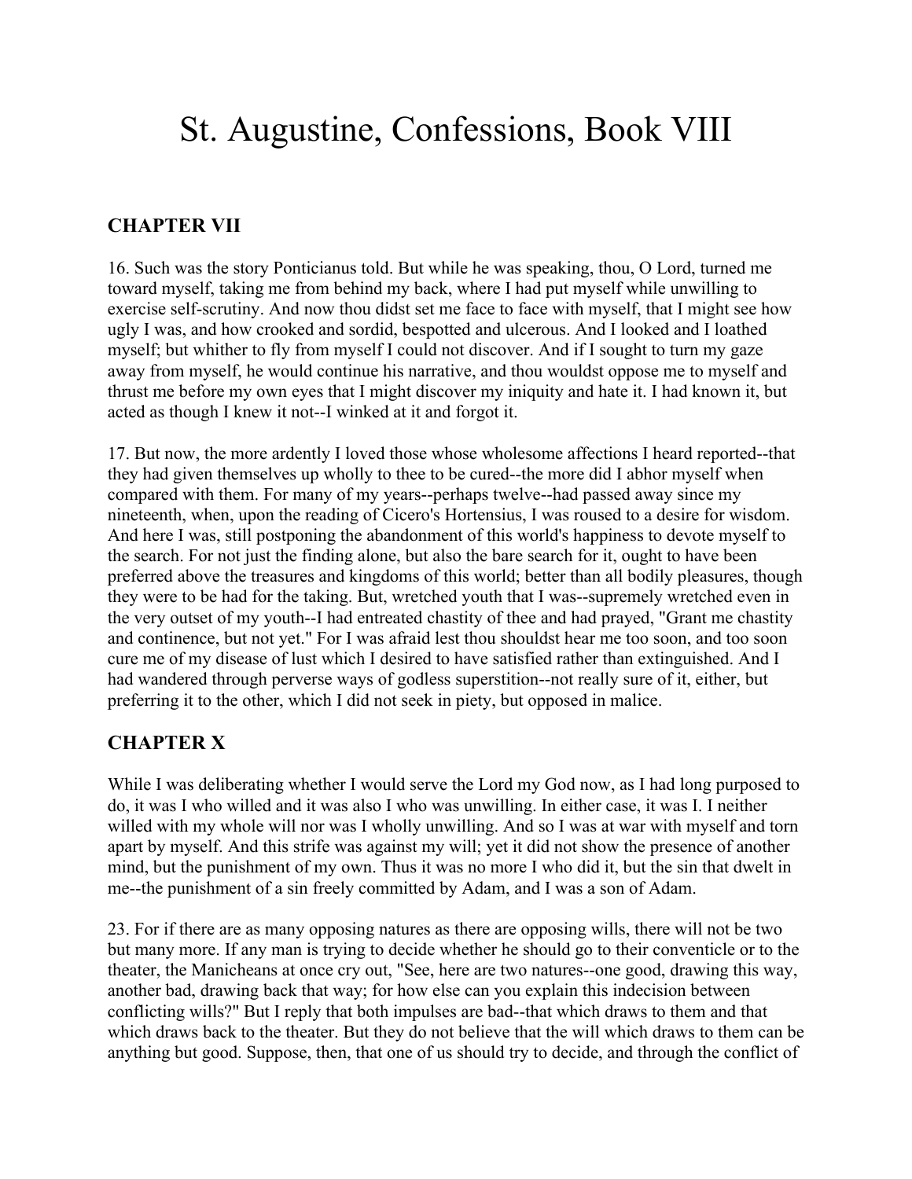# St. Augustine, Confessions, Book VIII

## CHAPTER VII

16. Such was the story Ponticianus told. But while he was speaking, thou, O Lord, turned me toward myself, taking me from behind my back, where I had put myself while unwilling to exercise self-scrutiny. And now thou didst set me face to face with myself, that I might see how ugly I was, and how crooked and sordid, bespotted and ulcerous. And I looked and I loathed myself; but whither to fly from myself I could not discover. And if I sought to turn my gaze away from myself, he would continue his narrative, and thou wouldst oppose me to myself and thrust me before my own eyes that I might discover my iniquity and hate it. I had known it, but acted as though I knew it not--I winked at it and forgot it.

17. But now, the more ardently I loved those whose wholesome affections I heard reported--that they had given themselves up wholly to thee to be cured--the more did I abhor myself when compared with them. For many of my years--perhaps twelve--had passed away since my nineteenth, when, upon the reading of Cicero's Hortensius, I was roused to a desire for wisdom. And here I was, still postponing the abandonment of this world's happiness to devote myself to the search. For not just the finding alone, but also the bare search for it, ought to have been preferred above the treasures and kingdoms of this world; better than all bodily pleasures, though they were to be had for the taking. But, wretched youth that I was--supremely wretched even in the very outset of my youth--I had entreated chastity of thee and had prayed, "Grant me chastity and continence, but not yet." For I was afraid lest thou shouldst hear me too soon, and too soon cure me of my disease of lust which I desired to have satisfied rather than extinguished. And I had wandered through perverse ways of godless superstition--not really sure of it, either, but preferring it to the other, which I did not seek in piety, but opposed in malice.

## CHAPTER X

While I was deliberating whether I would serve the Lord my God now, as I had long purposed to do, it was I who willed and it was also I who was unwilling. In either case, it was I. I neither willed with my whole will nor was I wholly unwilling. And so I was at war with myself and torn apart by myself. And this strife was against my will; yet it did not show the presence of another mind, but the punishment of my own. Thus it was no more I who did it, but the sin that dwelt in me--the punishment of a sin freely committed by Adam, and I was a son of Adam.

23. For if there are as many opposing natures as there are opposing wills, there will not be two but many more. If any man is trying to decide whether he should go to their conventicle or to the theater, the Manicheans at once cry out, "See, here are two natures--one good, drawing this way, another bad, drawing back that way; for how else can you explain this indecision between conflicting wills?" But I reply that both impulses are bad--that which draws to them and that which draws back to the theater. But they do not believe that the will which draws to them can be anything but good. Suppose, then, that one of us should try to decide, and through the conflict of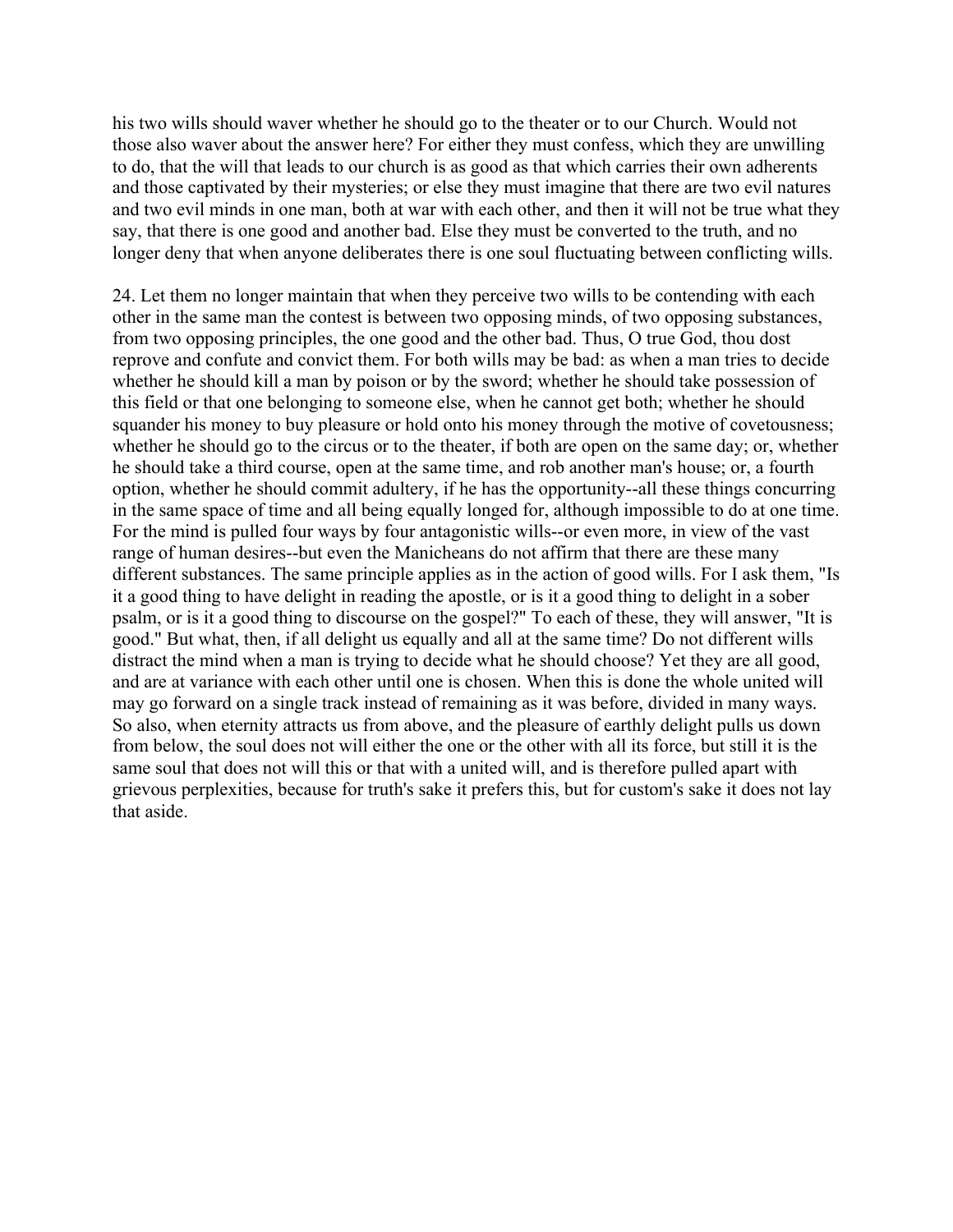his two wills should waver whether he should go to the theater or to our Church. Would not those also waver about the answer here? For either they must confess, which they are unwilling to do, that the will that leads to our church is as good as that which carries their own adherents and those captivated by their mysteries; or else they must imagine that there are two evil natures and two evil minds in one man, both at war with each other, and then it will not be true what they say, that there is one good and another bad. Else they must be converted to the truth, and no longer deny that when anyone deliberates there is one soul fluctuating between conflicting wills.

24. Let them no longer maintain that when they perceive two wills to be contending with each other in the same man the contest is between two opposing minds, of two opposing substances, from two opposing principles, the one good and the other bad. Thus, O true God, thou dost reprove and confute and convict them. For both wills may be bad: as when a man tries to decide whether he should kill a man by poison or by the sword; whether he should take possession of this field or that one belonging to someone else, when he cannot get both; whether he should squander his money to buy pleasure or hold onto his money through the motive of covetousness; whether he should go to the circus or to the theater, if both are open on the same day; or, whether he should take a third course, open at the same time, and rob another man's house; or, a fourth option, whether he should commit adultery, if he has the opportunity--all these things concurring in the same space of time and all being equally longed for, although impossible to do at one time. For the mind is pulled four ways by four antagonistic wills--or even more, in view of the vast range of human desires--but even the Manicheans do not affirm that there are these many different substances. The same principle applies as in the action of good wills. For I ask them, "Is it a good thing to have delight in reading the apostle, or is it a good thing to delight in a sober psalm, or is it a good thing to discourse on the gospel?" To each of these, they will answer, "It is good." But what, then, if all delight us equally and all at the same time? Do not different wills distract the mind when a man is trying to decide what he should choose? Yet they are all good, and are at variance with each other until one is chosen. When this is done the whole united will may go forward on a single track instead of remaining as it was before, divided in many ways. So also, when eternity attracts us from above, and the pleasure of earthly delight pulls us down from below, the soul does not will either the one or the other with all its force, but still it is the same soul that does not will this or that with a united will, and is therefore pulled apart with grievous perplexities, because for truth's sake it prefers this, but for custom's sake it does not lay that aside.